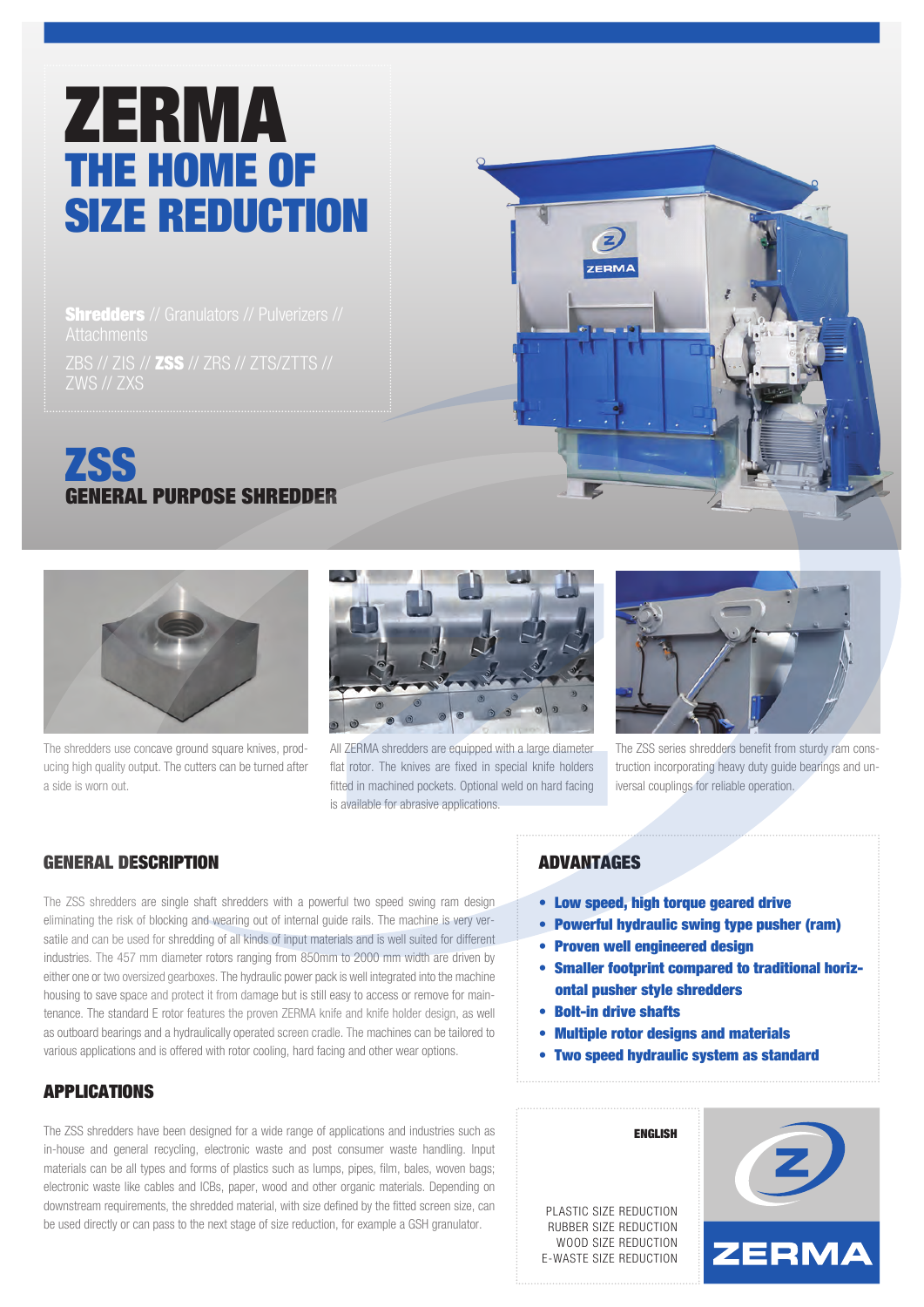# ZERMA THE HOME OF SIZE REDUCTION

**Shredders** // Granulators // Pulverizers // Attachments

ZBS // ZIS // **ZSS** // ZRS // ZTS/ZTTS // ZWS // ZXS

## ZSS GENERAL PURPOSE SHREDDER

The shredders use concave ground square knives, producing high quality output. The cutters can be turned after a side is worn out.

All ZERMA shredders are equipped with a large diameter flat rotor. The knives are fixed in special knife holders fitted in machined pockets. Optional weld on hard facing is available for abrasive applications.

The ZSS series shredders benefit from sturdy ram construction incorporating heavy duty guide bearings and universal couplings for reliable operation.

## GENERAL DESCRIPTION

The ZSS shredders are single shaft shredders with a powerful two speed swing ram design eliminating the risk of blocking and wearing out of internal guide rails. The machine is very versatile and can be used for shredding of all kinds of input materials and is well suited for different industries. The 457 mm diameter rotors ranging from 850mm to 2000 mm width are driven by either one or two oversized gearboxes. The hydraulic power pack is well integrated into the machine housing to save space and protect it from damage but is still easy to access or remove for maintenance. The standard E rotor features the proven ZERMA knife and knife holder design, as well as outboard bearings and a hydraulically operated screen cradle. The machines can be tailored to various applications and is offered with rotor cooling, hard facing and other wear options.

## APPLICATIONS

The ZSS shredders have been designed for a wide range of applications and industries such as in-house and general recycling, electronic waste and post consumer waste handling. Input materials can be all types and forms of plastics such as lumps, pipes, film, bales, woven bags; electronic waste like cables and ICBs, paper, wood and other organic materials. Depending on downstream requirements, the shredded material, with size defined by the fitted screen size, can be used directly or can pass to the next stage of size reduction, for example a GSH granulator.

## ADVANTAGES

- **Low speed, high torque geared drive**
- **Powerful hydraulic swing type pusher (ram)**
- **Proven well engineered design**
- **Smaller footprint compared to traditional horizontal pusher style shredders**
- **Bolt-in drive shafts**
- **Multiple rotor designs and materials**
- **Two speed hydraulic system as standard**

**ENGLISH**

PLASTIC SIZE REDUCTION
RUBBER SIZE REDUCTION
WOOD SIZE REDUCTION
E-WASTE SIZE REDUCTION

ZERMA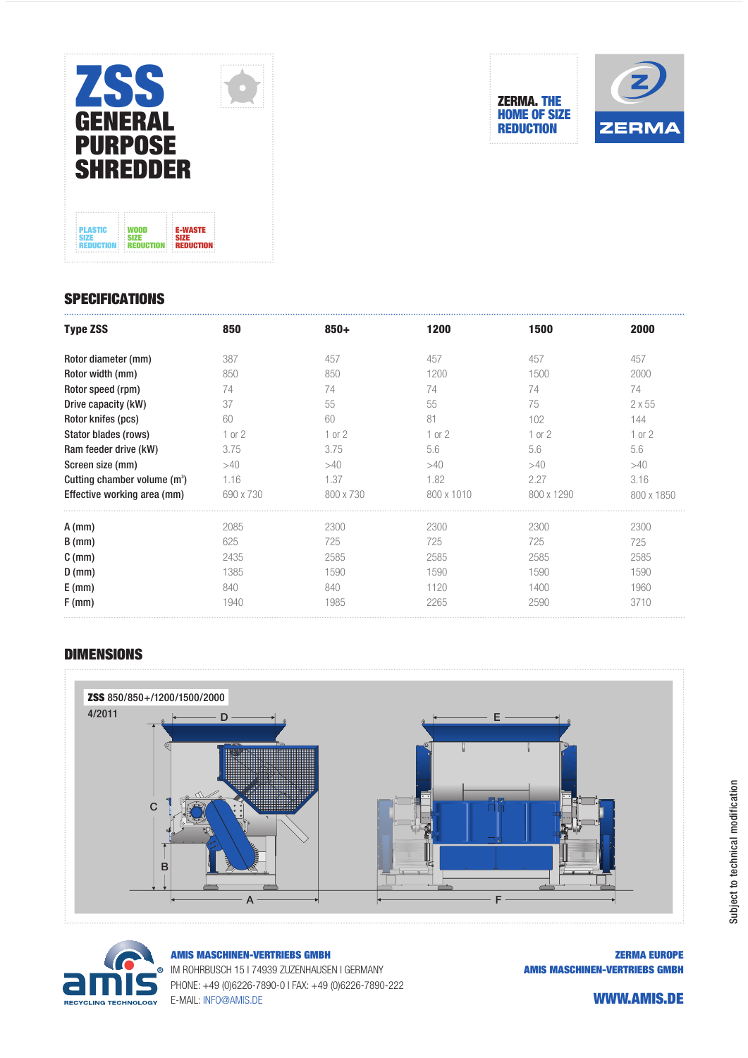# ZSS GENERAL PURPOSE SHREDDER

PLASTIC SIZE REDUCTION | WOOD SIZE REDUCTION | E-WASTE SIZE REDUCTION

ZERMA. THE HOME OF SIZE REDUCTION

ZERMA

## SPECIFICATIONS

| Type ZSS | 850 | 850+ | 1200 | 1500 | 2000 |
|---|---|---|---|---|---|
| Rotor diameter (mm) | 387 | 457 | 457 | 457 | 457 |
| Rotor width (mm) | 850 | 850 | 1200 | 1500 | 2000 |
| Rotor speed (rpm) | 74 | 74 | 74 | 74 | 74 |
| Drive capacity (kW) | 37 | 55 | 55 | 75 | 2 x 55 |
| Rotor knifes (pcs) | 60 | 60 | 81 | 102 | 144 |
| Stator blades (rows) | 1 or 2 | 1 or 2 | 1 or 2 | 1 or 2 | 1 or 2 |
| Ram feeder drive (kW) | 3.75 | 3.75 | 5.6 | 5.6 | 5.6 |
| Screen size (mm) | >40 | >40 | >40 | >40 | >40 |
| Cutting chamber volume ($m^3$) | 1.16 | 1.37 | 1.82 | 2.27 | 3.16 |
| Effective working area (mm) | 690 x 730 | 800 x 730 | 800 x 1010 | 800 x 1290 | 800 x 1850 |
| A (mm) | 2085 | 2300 | 2300 | 2300 | 2300 |
| B (mm) | 625 | 725 | 725 | 725 | 725 |
| C (mm) | 2435 | 2585 | 2585 | 2585 | 2585 |
| D (mm) | 1385 | 1590 | 1590 | 1590 | 1590 |
| E (mm) | 840 | 840 | 1120 | 1400 | 1960 |
| F (mm) | 1940 | 1985 | 2265 | 2590 | 3710 |

## DIMENSIONS

**ZSS** 850/850+/1200/1500/2000

4/2011

D
C
B
A
E
F

Subject to technical modification

amis RECYCLING TECHNOLOGY

**AMIS MASCHINEN-VERTRIEBS GMBH**
IM ROHRBUSCH 15 I 74939 ZUZENHAUSEN I GERMANY
PHONE: +49 (0)6226-7890-0 I FAX: +49 (0)6226-7890-222
E-MAIL: INFO@AMIS.DE

**ZERMA EUROPE**
**AMIS MASCHINEN-VERTRIEBS GMBH**

**WWW.AMIS.DE**